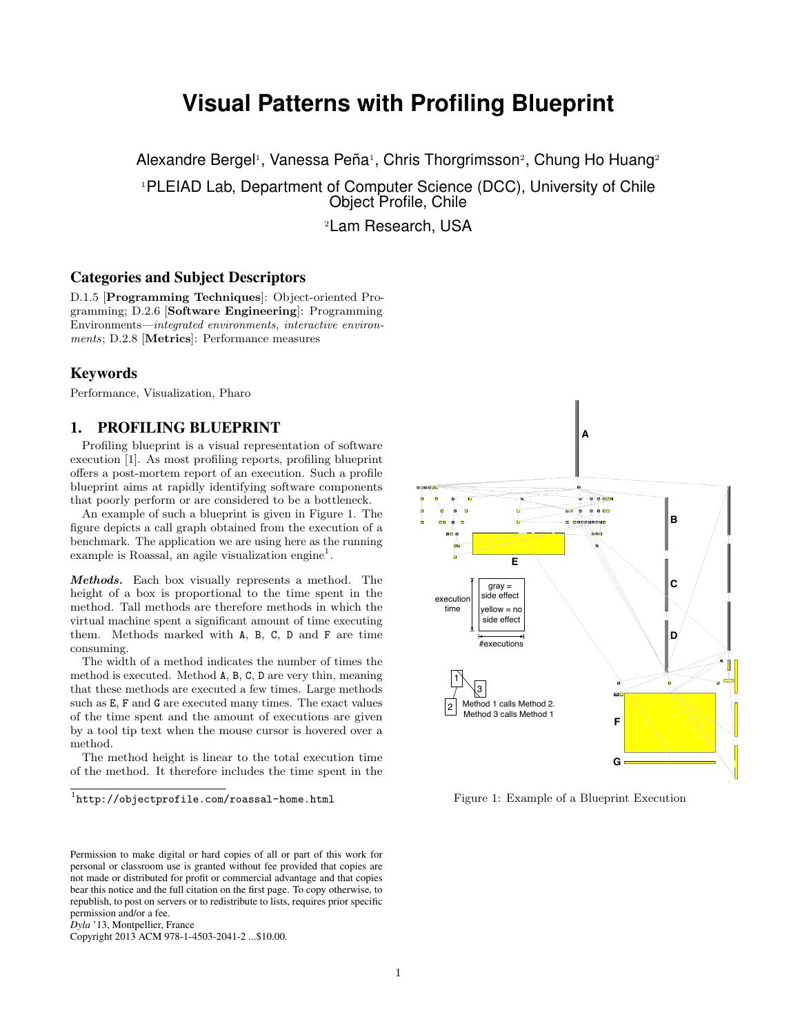# Visual Patterns with Profiling Blueprint

Alexandre Bergel[1], Vanessa Peña[1], Chris Thorgrimsson[2], Chung Ho Huang[2]

[1]PLEIAD Lab, Department of Computer Science (DCC), University of Chile
Object Profile, Chile

[2]Lam Research, USA

## Categories and Subject Descriptors

D.1.5 [**Programming Techniques**]: Object-oriented Programming; D.2.6 [**Software Engineering**]: Programming Environments—*integrated environments, interactive environments*; D.2.8 [**Metrics**]: Performance measures

## Keywords

Performance, Visualization, Pharo

## 1. PROFILING BLUEPRINT

Profiling blueprint is a visual representation of software execution [1]. As most profiling reports, profiling blueprint offers a post-mortem report of an execution. Such a profile blueprint aims at rapidly identifying software components that poorly perform or are considered to be a bottleneck.

An example of such a blueprint is given in Figure 1. The figure depicts a call graph obtained from the execution of a benchmark. The application we are using here as the running example is Roassal, an agile visualization engine[1].

***Methods.*** Each box visually represents a method. The height of a box is proportional to the time spent in the method. Tall methods are therefore methods in which the virtual machine spent a significant amount of time executing them. Methods marked with `A`, `B`, `C`, `D` and `F` are time consuming.

The width of a method indicates the number of times the method is executed. Method `A`, `B`, `C`, `D` are very thin, meaning that these methods are executed a few times. Large methods such as `E`, `F` and `G` are executed many times. The exact values of the time spent and the amount of executions are given by a tool tip text when the mouse cursor is hovered over a method.

The method height is linear to the total execution time of the method. It therefore includes the time spent in the

A

B

E

C

execution time

gray = side effect

yellow = no side effect

#executions

D

1

3

2

Method 1 calls Method 2.
Method 3 calls Method 1

F

G

Figure 1: Example of a Blueprint Execution

[1]`http://objectprofile.com/roassal-home.html`

Permission to make digital or hard copies of all or part of this work for personal or classroom use is granted without fee provided that copies are not made or distributed for profit or commercial advantage and that copies bear this notice and the full citation on the first page. To copy otherwise, to republish, to post on servers or to redistribute to lists, requires prior specific permission and/or a fee.
*Dyla* '13, Montpellier, France
Copyright 2013 ACM 978-1-4503-2041-2 ...$10.00.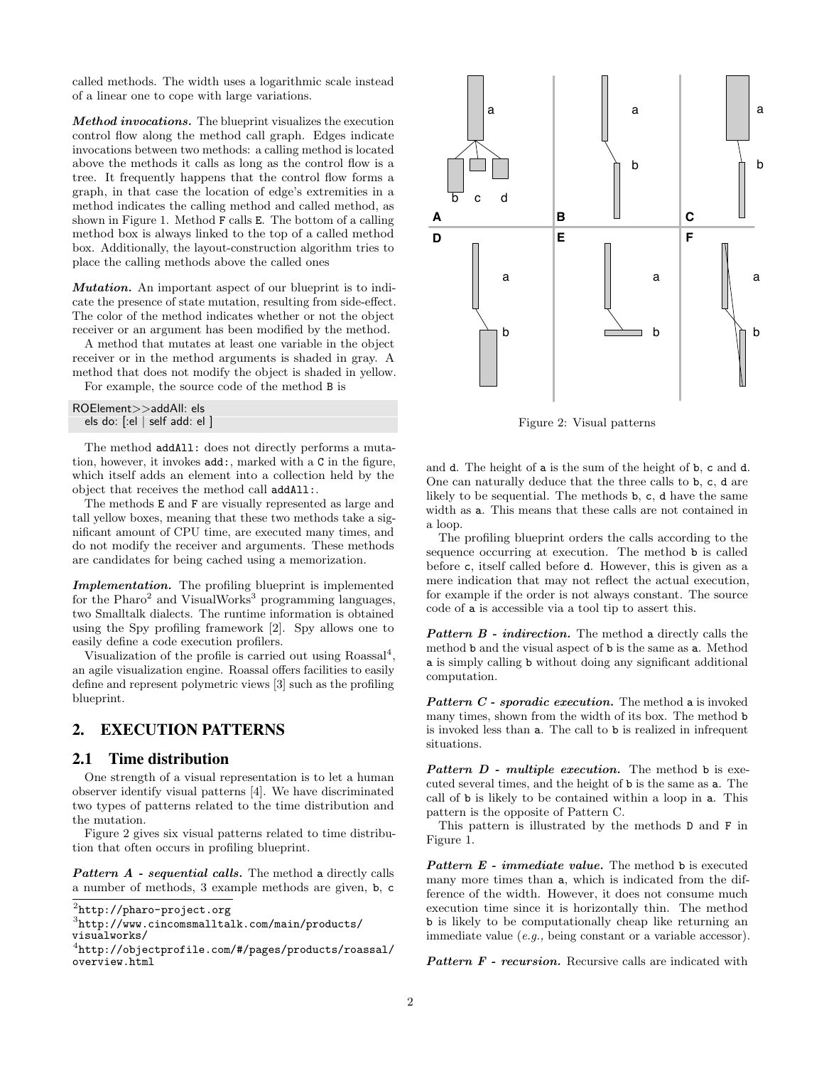called methods. The width uses a logarithmic scale instead of a linear one to cope with large variations.

***Method invocations.*** The blueprint visualizes the execution control flow along the method call graph. Edges indicate invocations between two methods: a calling method is located above the methods it calls as long as the control flow is a tree. It frequently happens that the control flow forms a graph, in that case the location of edge's extremities in a method indicates the calling method and called method, as shown in Figure 1. Method `F` calls `E`. The bottom of a calling method box is always linked to the top of a called method box. Additionally, the layout-construction algorithm tries to place the calling methods above the called ones

***Mutation.*** An important aspect of our blueprint is to indicate the presence of state mutation, resulting from side-effect. The color of the method indicates whether or not the object receiver or an argument has been modified by the method.

A method that mutates at least one variable in the object receiver or in the method arguments is shaded in gray. A method that does not modify the object is shaded in yellow.

For example, the source code of the method `B` is

```
ROElement>>addAll: els
  els do: [:el | self add: el ]
```

The method `addAll:` does not directly performs a mutation, however, it invokes `add:`, marked with a `C` in the figure, which itself adds an element into a collection held by the object that receives the method call `addAll:`.

The methods `E` and `F` are visually represented as large and tall yellow boxes, meaning that these two methods take a significant amount of CPU time, are executed many times, and do not modify the receiver and arguments. These methods are candidates for being cached using a memorization.

***Implementation.*** The profiling blueprint is implemented for the Pharo[2] and VisualWorks[3] programming languages, two Smalltalk dialects. The runtime information is obtained using the Spy profiling framework [2]. Spy allows one to easily define a code execution profilers.

Visualization of the profile is carried out using Roassal[4], an agile visualization engine. Roassal offers facilities to easily define and represent polymetric views [3] such as the profiling blueprint.

## 2. EXECUTION PATTERNS

### 2.1 Time distribution

One strength of a visual representation is to let a human observer identify visual patterns [4]. We have discriminated two types of patterns related to the time distribution and the mutation.

Figure 2 gives six visual patterns related to time distribution that often occurs in profiling blueprint.

***Pattern A - sequential calls.*** The method `a` directly calls a number of methods, 3 example methods are given, `b`, `c` and `d`. The height of `a` is the sum of the height of `b`, `c` and `d`. One can naturally deduce that the three calls to `b`, `c`, `d` are likely to be sequential. The methods `b`, `c`, `d` have the same width as `a`. This means that these calls are not contained in a loop.

Figure 2: Visual patterns

The profiling blueprint orders the calls according to the sequence occurring at execution. The method `b` is called before `c`, itself called before `d`. However, this is given as a mere indication that may not reflect the actual execution, for example if the order is not always constant. The source code of `a` is accessible via a tool tip to assert this.

***Pattern B - indirection.*** The method `a` directly calls the method `b` and the visual aspect of `b` is the same as `a`. Method `a` is simply calling `b` without doing any significant additional computation.

***Pattern C - sporadic execution.*** The method `a` is invoked many times, shown from the width of its box. The method `b` is invoked less than `a`. The call to `b` is realized in infrequent situations.

***Pattern D - multiple execution.*** The method `b` is executed several times, and the height of `b` is the same as `a`. The call of `b` is likely to be contained within a loop in `a`. This pattern is the opposite of Pattern C.

This pattern is illustrated by the methods `D` and `F` in Figure 1.

***Pattern E - immediate value.*** The method `b` is executed many more times than `a`, which is indicated from the difference of the width. However, it does not consume much execution time since it is horizontally thin. The method `b` is likely to be computationally cheap like returning an immediate value (*e.g.,* being constant or a variable accessor).

***Pattern F - recursion.*** Recursive calls are indicated with

[2] http://pharo-project.org

[3] http://www.cincomsmalltalk.com/main/products/visualworks/

[4] http://objectprofile.com/#/pages/products/roassal/overview.html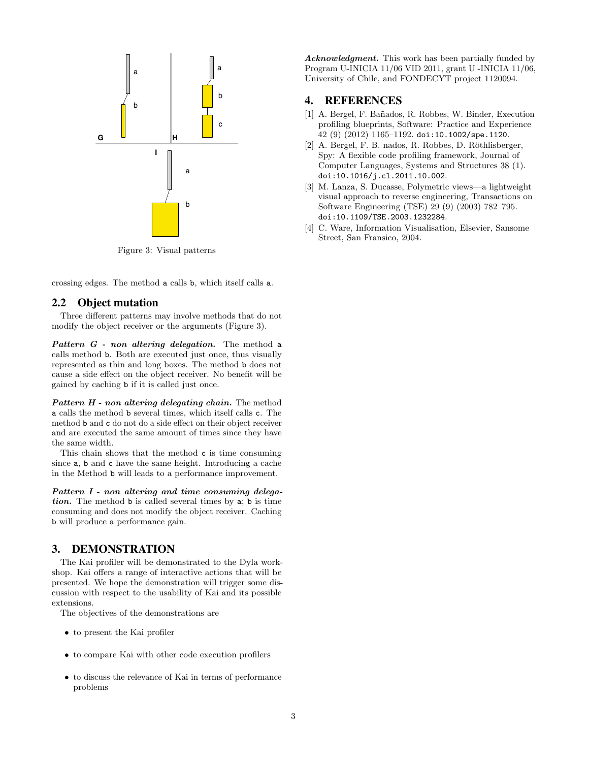G

H

I

a

b

a

b

c

a

b

Figure 3: Visual patterns

crossing edges. The method a calls b, which itself calls a.

### 2.2 Object mutation

Three different patterns may involve methods that do not modify the object receiver or the arguments (Figure 3).

***Pattern G - non altering delegation.*** The method a calls method b. Both are executed just once, thus visually represented as thin and long boxes. The method b does not cause a side effect on the object receiver. No benefit will be gained by caching b if it is called just once.

***Pattern H - non altering delegating chain.*** The method a calls the method b several times, which itself calls c. The method b and c do not do a side effect on their object receiver and are executed the same amount of times since they have the same width.

This chain shows that the method c is time consuming since a, b and c have the same height. Introducing a cache in the Method b will leads to a performance improvement.

***Pattern I - non altering and time consuming delegation.*** The method b is called several times by a; b is time consuming and does not modify the object receiver. Caching b will produce a performance gain.

## 3. DEMONSTRATION

The Kai profiler will be demonstrated to the Dyla workshop. Kai offers a range of interactive actions that will be presented. We hope the demonstration will trigger some discussion with respect to the usability of Kai and its possible extensions.

The objectives of the demonstrations are

- to present the Kai profiler
- to compare Kai with other code execution profilers
- to discuss the relevance of Kai in terms of performance problems

***Acknowledgment.*** This work has been partially funded by Program U-INICIA 11/06 VID 2011, grant U -INICIA 11/06, University of Chile, and FONDECYT project 1120094.

## 4. REFERENCES

[1] A. Bergel, F. Bañados, R. Robbes, W. Binder, Execution profiling blueprints, Software: Practice and Experience 42 (9) (2012) 1165–1192. doi:10.1002/spe.1120.

[2] A. Bergel, F. B. nados, R. Robbes, D. Röthlisberger, Spy: A flexible code profiling framework, Journal of Computer Languages, Systems and Structures 38 (1). doi:10.1016/j.cl.2011.10.002.

[3] M. Lanza, S. Ducasse, Polymetric views—a lightweight visual approach to reverse engineering, Transactions on Software Engineering (TSE) 29 (9) (2003) 782–795. doi:10.1109/TSE.2003.1232284.

[4] C. Ware, Information Visualisation, Elsevier, Sansome Street, San Fransico, 2004.